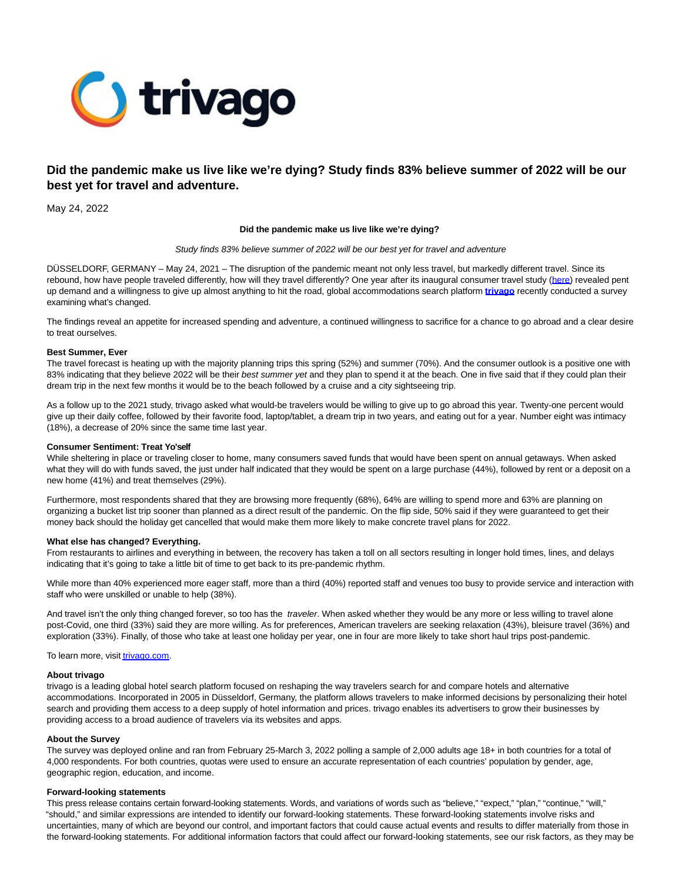# Did the pandemic make us live like we're dying? Study finds 83% believe summer of 2022 will be our best yet for travel and adventure.

May 24, 2022

**Did the pandemic make us live like we're dying?**

*Study finds 83% believe summer of 2022 will be our best yet for travel and adventure*

DÜSSELDORF, GERMANY – May 24, 2021 – The disruption of the pandemic meant not only less travel, but markedly different travel. Since its rebound, how have people traveled differently, how will they travel differently? One year after its inaugural consumer travel study (here) revealed pent up demand and a willingness to give up almost anything to hit the road, global accommodations search platform **trivago** recently conducted a survey examining what's changed.

The findings reveal an appetite for increased spending and adventure, a continued willingness to sacrifice for a chance to go abroad and a clear desire to treat ourselves.

**Best Summer, Ever**

The travel forecast is heating up with the majority planning trips this spring (52%) and summer (70%). And the consumer outlook is a positive one with 83% indicating that they believe 2022 will be their *best summer yet* and they plan to spend it at the beach. One in five said that if they could plan their dream trip in the next few months it would be to the beach followed by a cruise and a city sightseeing trip.

As a follow up to the 2021 study, trivago asked what would-be travelers would be willing to give up to go abroad this year. Twenty-one percent would give up their daily coffee, followed by their favorite food, laptop/tablet, a dream trip in two years, and eating out for a year. Number eight was intimacy (18%), a decrease of 20% since the same time last year.

**Consumer Sentiment: Treat Yo'self**

While sheltering in place or traveling closer to home, many consumers saved funds that would have been spent on annual getaways. When asked what they will do with funds saved, the just under half indicated that they would be spent on a large purchase (44%), followed by rent or a deposit on a new home (41%) and treat themselves (29%).

Furthermore, most respondents shared that they are browsing more frequently (68%), 64% are willing to spend more and 63% are planning on organizing a bucket list trip sooner than planned as a direct result of the pandemic. On the flip side, 50% said if they were guaranteed to get their money back should the holiday get cancelled that would make them more likely to make concrete travel plans for 2022.

**What else has changed? Everything.**

From restaurants to airlines and everything in between, the recovery has taken a toll on all sectors resulting in longer hold times, lines, and delays indicating that it's going to take a little bit of time to get back to its pre-pandemic rhythm.

While more than 40% experienced more eager staff, more than a third (40%) reported staff and venues too busy to provide service and interaction with staff who were unskilled or unable to help (38%).

And travel isn't the only thing changed forever, so too has the *traveler*. When asked whether they would be any more or less willing to travel alone post-Covid, one third (33%) said they are more willing. As for preferences, American travelers are seeking relaxation (43%), bleisure travel (36%) and exploration (33%). Finally, of those who take at least one holiday per year, one in four are more likely to take short haul trips post-pandemic.

To learn more, visit trivago.com.

**About trivago**

trivago is a leading global hotel search platform focused on reshaping the way travelers search for and compare hotels and alternative accommodations. Incorporated in 2005 in Düsseldorf, Germany, the platform allows travelers to make informed decisions by personalizing their hotel search and providing them access to a deep supply of hotel information and prices. trivago enables its advertisers to grow their businesses by providing access to a broad audience of travelers via its websites and apps.

**About the Survey**

The survey was deployed online and ran from February 25-March 3, 2022 polling a sample of 2,000 adults age 18+ in both countries for a total of 4,000 respondents. For both countries, quotas were used to ensure an accurate representation of each countries' population by gender, age, geographic region, education, and income.

**Forward-looking statements**

This press release contains certain forward-looking statements. Words, and variations of words such as "believe," "expect," "plan," "continue," "will," "should," and similar expressions are intended to identify our forward-looking statements. These forward-looking statements involve risks and uncertainties, many of which are beyond our control, and important factors that could cause actual events and results to differ materially from those in the forward-looking statements. For additional information factors that could affect our forward-looking statements, see our risk factors, as they may be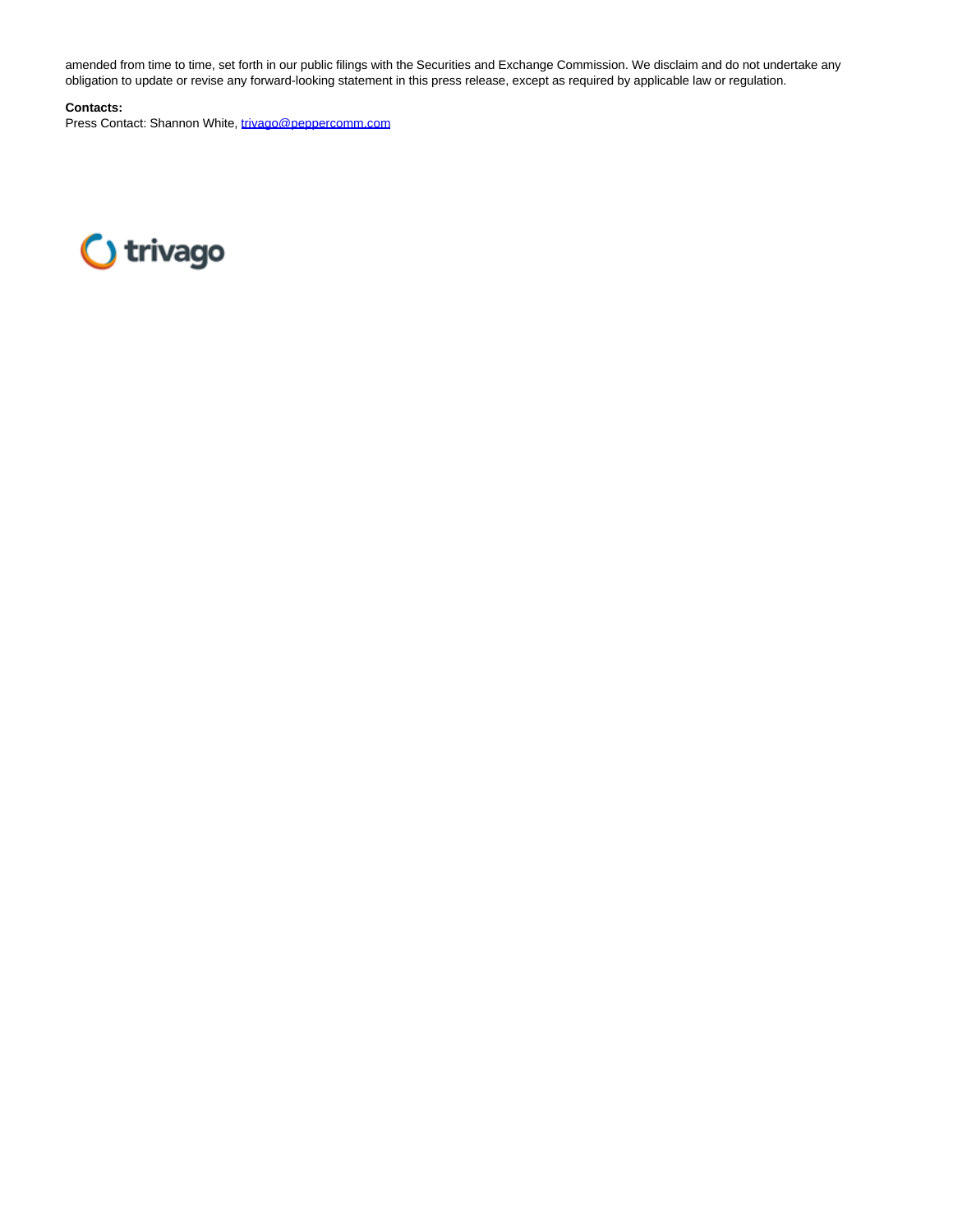amended from time to time, set forth in our public filings with the Securities and Exchange Commission. We disclaim and do not undertake any obligation to update or revise any forward-looking statement in this press release, except as required by applicable law or regulation.

**Contacts:**
Press Contact: Shannon White, [trivago@peppercomm.com](mailto:trivago@peppercomm.com)

trivago